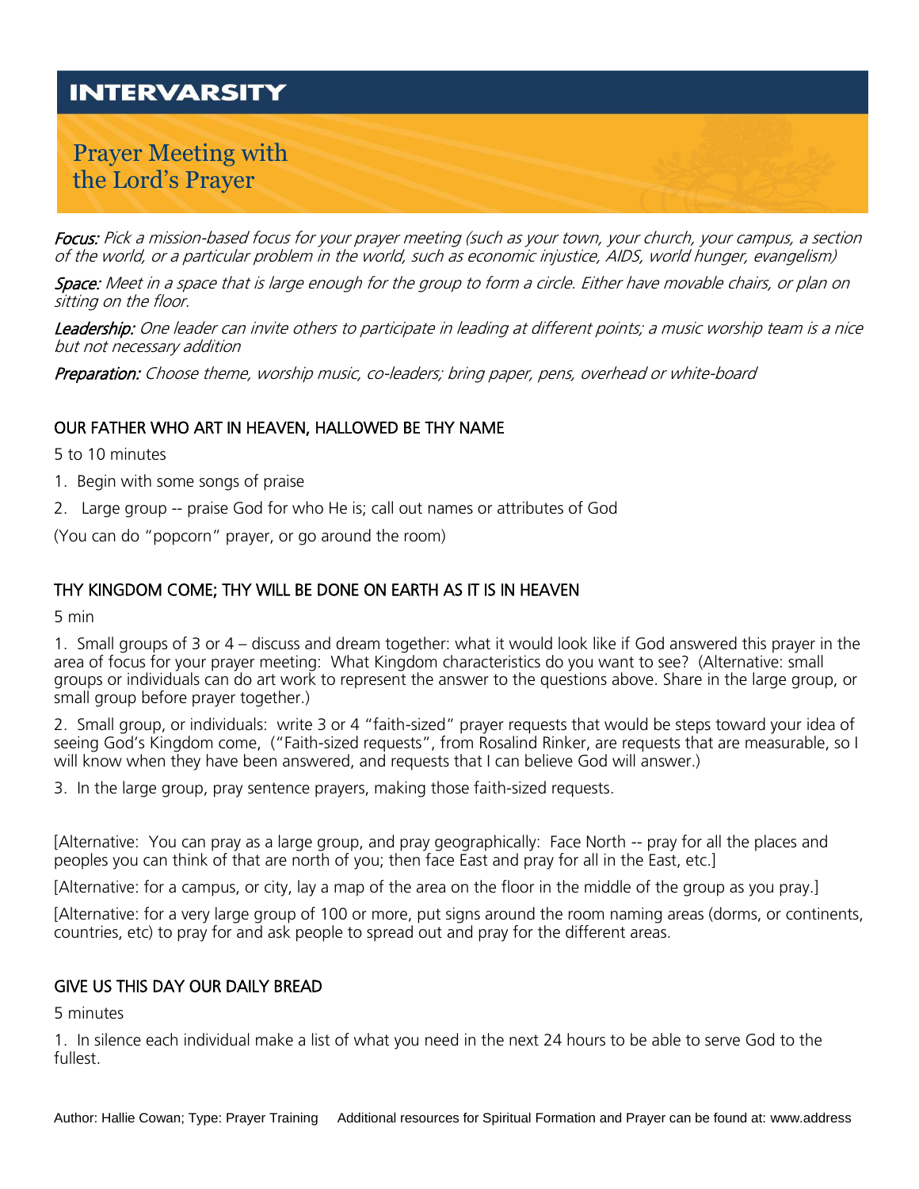**INTERVARSITY**

# Prayer Meeting with the Lord's Prayer

*Focus: Pick a mission-based focus for your prayer meeting (such as your town, your church, your campus, a section of the world, or a particular problem in the world, such as economic injustice, AIDS, world hunger, evangelism)*

*Space: Meet in a space that is large enough for the group to form a circle. Either have movable chairs, or plan on sitting on the floor.*

*Leadership: One leader can invite others to participate in leading at different points; a music worship team is a nice but not necessary addition*

*Preparation: Choose theme, worship music, co-leaders; bring paper, pens, overhead or white-board*

## OUR FATHER WHO ART IN HEAVEN, HALLOWED BE THY NAME

5 to 10 minutes

1. Begin with some songs of praise
2. Large group -- praise God for who He is; call out names or attributes of God

(You can do "popcorn" prayer, or go around the room)

## THY KINGDOM COME; THY WILL BE DONE ON EARTH AS IT IS IN HEAVEN

5 min

1. Small groups of 3 or 4 – discuss and dream together: what it would look like if God answered this prayer in the area of focus for your prayer meeting: What Kingdom characteristics do you want to see? (Alternative: small groups or individuals can do art work to represent the answer to the questions above. Share in the large group, or small group before prayer together.)
2. Small group, or individuals: write 3 or 4 "faith-sized" prayer requests that would be steps toward your idea of seeing God's Kingdom come, ("Faith-sized requests", from Rosalind Rinker, are requests that are measurable, so I will know when they have been answered, and requests that I can believe God will answer.)
3. In the large group, pray sentence prayers, making those faith-sized requests.

[Alternative: You can pray as a large group, and pray geographically: Face North -- pray for all the places and peoples you can think of that are north of you; then face East and pray for all in the East, etc.]

[Alternative: for a campus, or city, lay a map of the area on the floor in the middle of the group as you pray.]

[Alternative: for a very large group of 100 or more, put signs around the room naming areas (dorms, or continents, countries, etc) to pray for and ask people to spread out and pray for the different areas.

## GIVE US THIS DAY OUR DAILY BREAD

5 minutes

1. In silence each individual make a list of what you need in the next 24 hours to be able to serve God to the fullest.

Author: Hallie Cowan; Type: Prayer Training Additional resources for Spiritual Formation and Prayer can be found at: www.address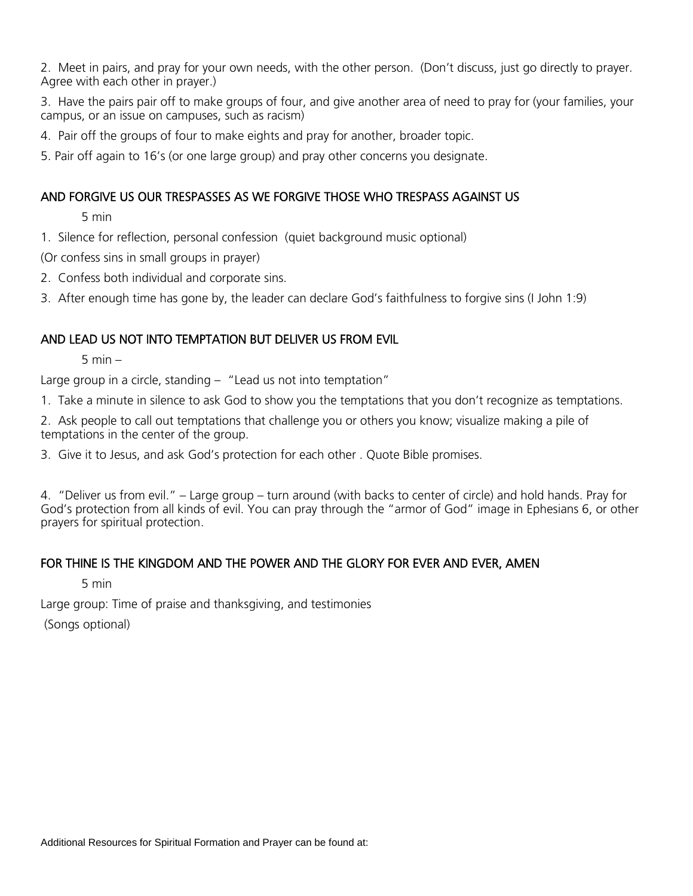2. Meet in pairs, and pray for your own needs, with the other person. (Don't discuss, just go directly to prayer. Agree with each other in prayer.)

3. Have the pairs pair off to make groups of four, and give another area of need to pray for (your families, your campus, or an issue on campuses, such as racism)

4. Pair off the groups of four to make eights and pray for another, broader topic.

5. Pair off again to 16's (or one large group) and pray other concerns you designate.

## AND FORGIVE US OUR TRESPASSES AS WE FORGIVE THOSE WHO TRESPASS AGAINST US

5 min

1. Silence for reflection, personal confession (quiet background music optional)

(Or confess sins in small groups in prayer)

2. Confess both individual and corporate sins.

3. After enough time has gone by, the leader can declare God's faithfulness to forgive sins (I John 1:9)

## AND LEAD US NOT INTO TEMPTATION BUT DELIVER US FROM EVIL

5 min –

Large group in a circle, standing – "Lead us not into temptation"

1. Take a minute in silence to ask God to show you the temptations that you don't recognize as temptations.

2. Ask people to call out temptations that challenge you or others you know; visualize making a pile of temptations in the center of the group.

3. Give it to Jesus, and ask God's protection for each other . Quote Bible promises.

4. "Deliver us from evil." – Large group – turn around (with backs to center of circle) and hold hands. Pray for God's protection from all kinds of evil. You can pray through the "armor of God" image in Ephesians 6, or other prayers for spiritual protection.

## FOR THINE IS THE KINGDOM AND THE POWER AND THE GLORY FOR EVER AND EVER, AMEN

5 min

Large group: Time of praise and thanksgiving, and testimonies

(Songs optional)

Additional Resources for Spiritual Formation and Prayer can be found at: